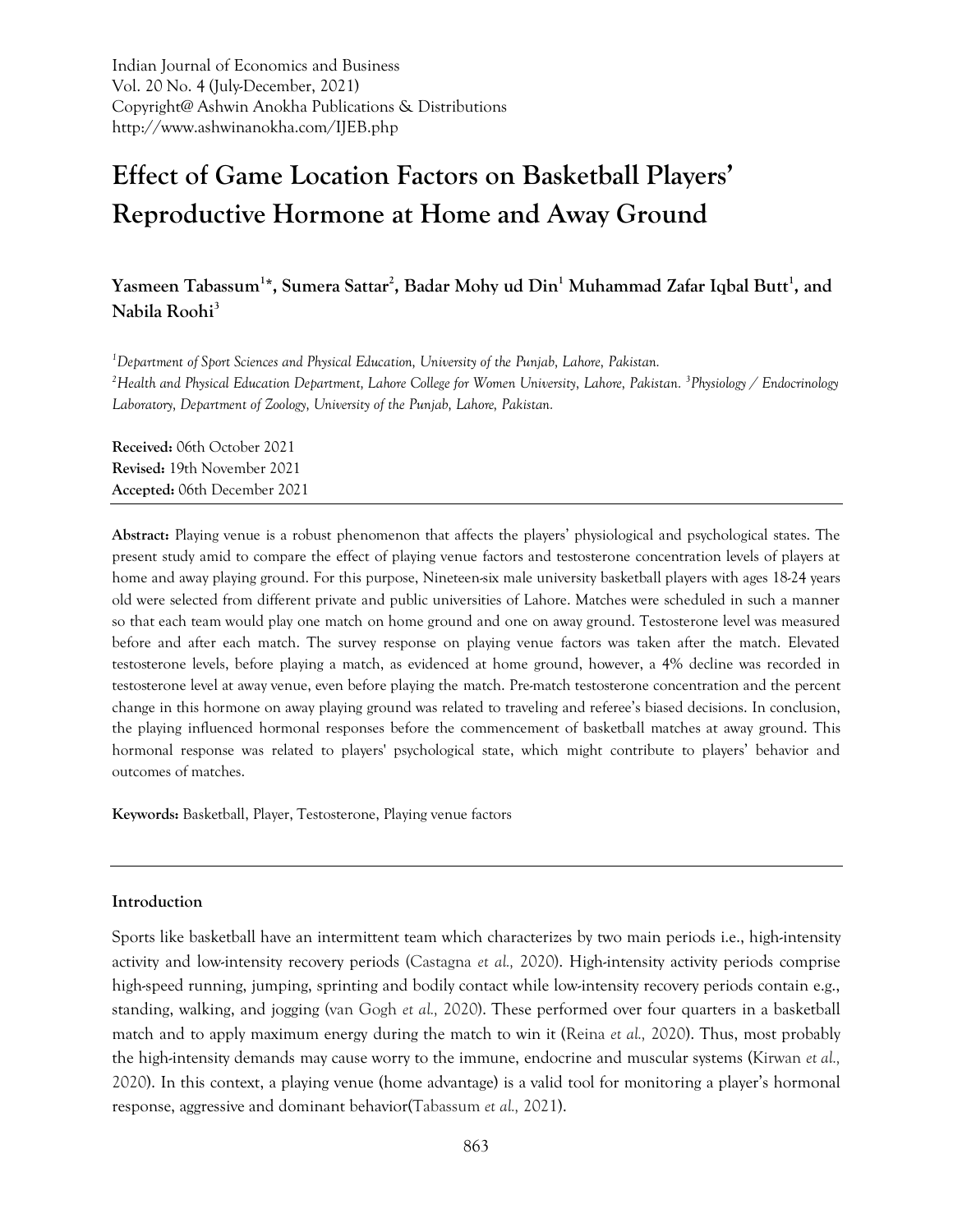Indian Journal of Economics and Business
Vol. 20 No. 4 (July-December, 2021)
Copyright@ Ashwin Anokha Publications & Distributions
http://www.ashwinanokha.com/IJEB.php

# Effect of Game Location Factors on Basketball Players' Reproductive Hormone at Home and Away Ground

**Yasmeen Tabassum[1]*, Sumera Sattar[2], Badar Mohy ud Din[1] Muhammad Zafar Iqbal Butt[1], and Nabila Roohi[3]**

[1]*Department of Sport Sciences and Physical Education, University of the Punjab, Lahore, Pakistan.*
[2]*Health and Physical Education Department, Lahore College for Women University, Lahore, Pakistan.* [3]*Physiology / Endocrinology Laboratory, Department of Zoology, University of the Punjab, Lahore, Pakistan.*

**Received:** 06th October 2021
**Revised:** 19th November 2021
**Accepted:** 06th December 2021

**Abstract:** Playing venue is a robust phenomenon that affects the players' physiological and psychological states. The present study amid to compare the effect of playing venue factors and testosterone concentration levels of players at home and away playing ground. For this purpose, Nineteen-six male university basketball players with ages 18-24 years old were selected from different private and public universities of Lahore. Matches were scheduled in such a manner so that each team would play one match on home ground and one on away ground. Testosterone level was measured before and after each match. The survey response on playing venue factors was taken after the match. Elevated testosterone levels, before playing a match, as evidenced at home ground, however, a 4% decline was recorded in testosterone level at away venue, even before playing the match. Pre-match testosterone concentration and the percent change in this hormone on away playing ground was related to traveling and referee's biased decisions. In conclusion, the playing influenced hormonal responses before the commencement of basketball matches at away ground. This hormonal response was related to players' psychological state, which might contribute to players' behavior and outcomes of matches.

**Keywords:** Basketball, Player, Testosterone, Playing venue factors

## Introduction

Sports like basketball have an intermittent team which characterizes by two main periods i.e., high-intensity activity and low-intensity recovery periods (Castagna *et al.,* 2020). High-intensity activity periods comprise high-speed running, jumping, sprinting and bodily contact while low-intensity recovery periods contain e.g., standing, walking, and jogging (van Gogh *et al.,* 2020). These performed over four quarters in a basketball match and to apply maximum energy during the match to win it (Reina *et al.,* 2020). Thus, most probably the high-intensity demands may cause worry to the immune, endocrine and muscular systems (Kirwan *et al.,* 2020). In this context, a playing venue (home advantage) is a valid tool for monitoring a player's hormonal response, aggressive and dominant behavior(Tabassum *et al.,* 2021).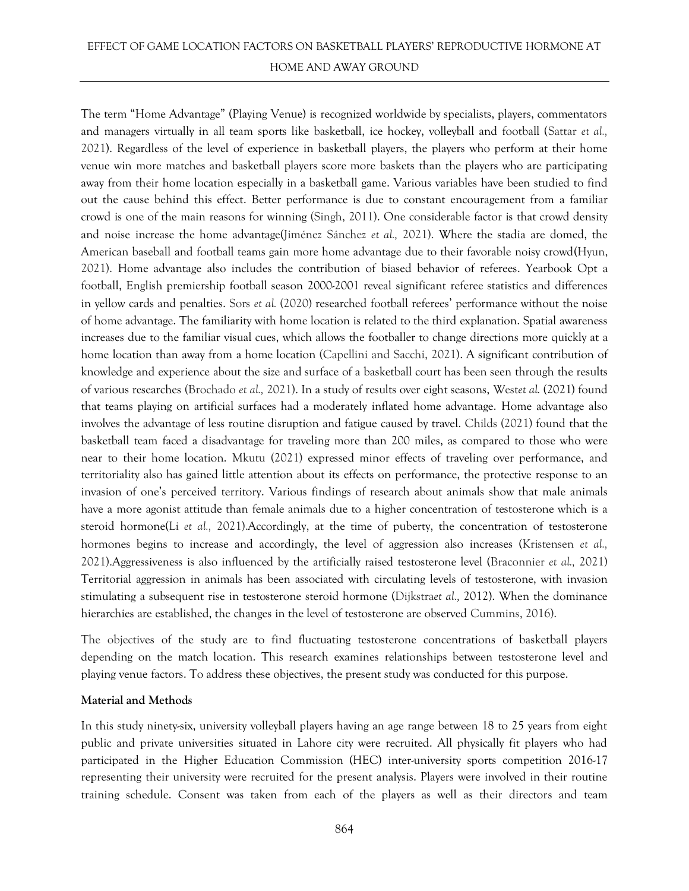The term "Home Advantage" (Playing Venue) is recognized worldwide by specialists, players, commentators and managers virtually in all team sports like basketball, ice hockey, volleyball and football (Sattar *et al.,* 2021). Regardless of the level of experience in basketball players, the players who perform at their home venue win more matches and basketball players score more baskets than the players who are participating away from their home location especially in a basketball game. Various variables have been studied to find out the cause behind this effect. Better performance is due to constant encouragement from a familiar crowd is one of the main reasons for winning (Singh, 2011). One considerable factor is that crowd density and noise increase the home advantage(Jiménez Sánchez *et al.,* 2021). Where the stadia are domed, the American baseball and football teams gain more home advantage due to their favorable noisy crowd(Hyun, 2021). Home advantage also includes the contribution of biased behavior of referees. Yearbook Opt a football, English premiership football season 2000-2001 reveal significant referee statistics and differences in yellow cards and penalties. Sors *et al.* (2020) researched football referees' performance without the noise of home advantage. The familiarity with home location is related to the third explanation. Spatial awareness increases due to the familiar visual cues, which allows the footballer to change directions more quickly at a home location than away from a home location (Capellini and Sacchi, 2021). A significant contribution of knowledge and experience about the size and surface of a basketball court has been seen through the results of various researches (Brochado *et al.,* 2021). In a study of results over eight seasons, West*et al.* (2021) found that teams playing on artificial surfaces had a moderately inflated home advantage. Home advantage also involves the advantage of less routine disruption and fatigue caused by travel. Childs (2021) found that the basketball team faced a disadvantage for traveling more than 200 miles, as compared to those who were near to their home location. Mkutu (2021) expressed minor effects of traveling over performance, and territoriality also has gained little attention about its effects on performance, the protective response to an invasion of one's perceived territory. Various findings of research about animals show that male animals have a more agonist attitude than female animals due to a higher concentration of testosterone which is a steroid hormone(Li *et al.,* 2021).Accordingly, at the time of puberty, the concentration of testosterone hormones begins to increase and accordingly, the level of aggression also increases (Kristensen *et al.,* 2021).Aggressiveness is also influenced by the artificially raised testosterone level (Braconnier *et al.,* 2021) Territorial aggression in animals has been associated with circulating levels of testosterone, with invasion stimulating a subsequent rise in testosterone steroid hormone (Dijkstra*et al.,* 2012). When the dominance hierarchies are established, the changes in the level of testosterone are observed Cummins, 2016).

The objectives of the study are to find fluctuating testosterone concentrations of basketball players depending on the match location. This research examines relationships between testosterone level and playing venue factors. To address these objectives, the present study was conducted for this purpose.

**Material and Methods**

In this study ninety-six, university volleyball players having an age range between 18 to 25 years from eight public and private universities situated in Lahore city were recruited. All physically fit players who had participated in the Higher Education Commission (HEC) inter-university sports competition 2016-17 representing their university were recruited for the present analysis. Players were involved in their routine training schedule. Consent was taken from each of the players as well as their directors and team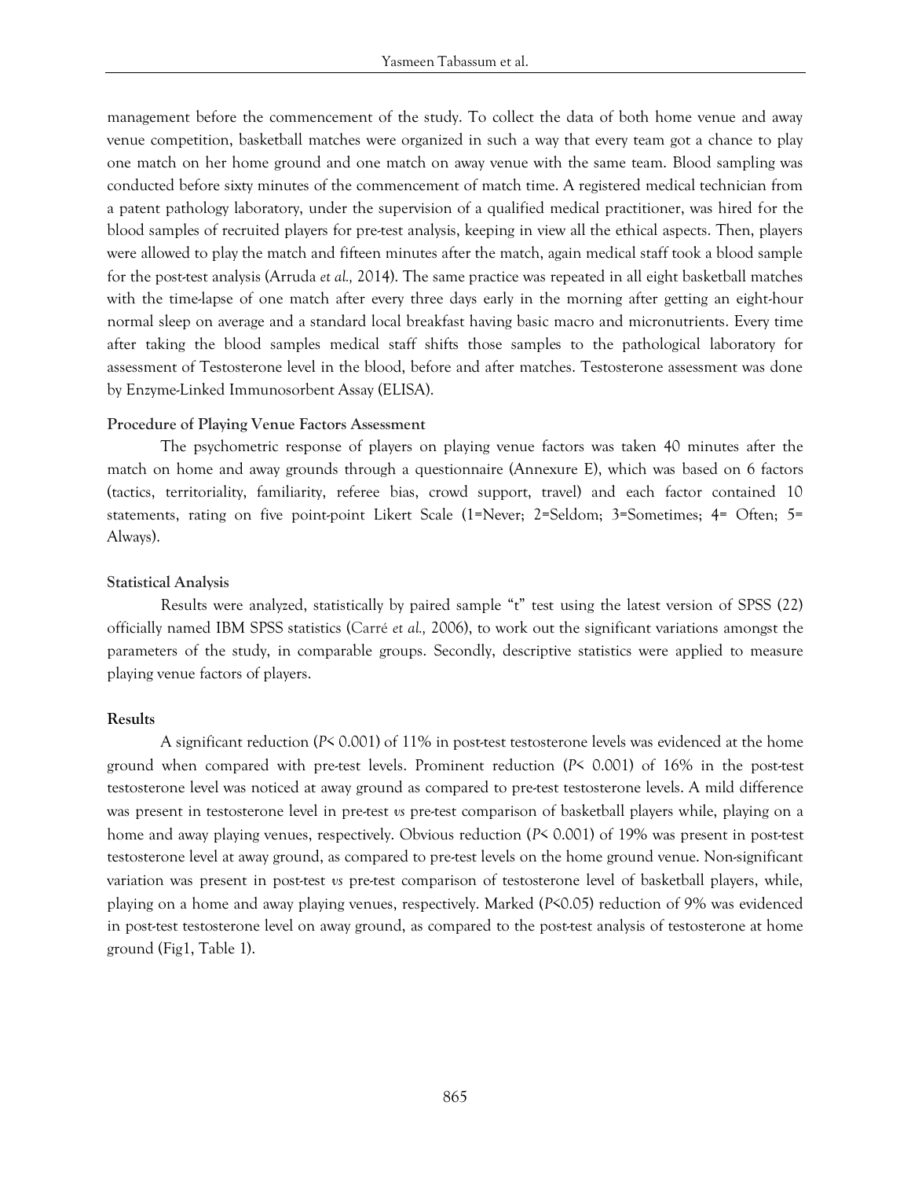management before the commencement of the study. To collect the data of both home venue and away venue competition, basketball matches were organized in such a way that every team got a chance to play one match on her home ground and one match on away venue with the same team. Blood sampling was conducted before sixty minutes of the commencement of match time. A registered medical technician from a patent pathology laboratory, under the supervision of a qualified medical practitioner, was hired for the blood samples of recruited players for pre-test analysis, keeping in view all the ethical aspects. Then, players were allowed to play the match and fifteen minutes after the match, again medical staff took a blood sample for the post-test analysis (Arruda *et al.,* 2014). The same practice was repeated in all eight basketball matches with the time-lapse of one match after every three days early in the morning after getting an eight-hour normal sleep on average and a standard local breakfast having basic macro and micronutrients. Every time after taking the blood samples medical staff shifts those samples to the pathological laboratory for assessment of Testosterone level in the blood, before and after matches. Testosterone assessment was done by Enzyme-Linked Immunosorbent Assay (ELISA).

**Procedure of Playing Venue Factors Assessment**

The psychometric response of players on playing venue factors was taken 40 minutes after the match on home and away grounds through a questionnaire (Annexure E), which was based on 6 factors (tactics, territoriality, familiarity, referee bias, crowd support, travel) and each factor contained 10 statements, rating on five point-point Likert Scale (1=Never; 2=Seldom; 3=Sometimes; 4= Often; 5= Always).

**Statistical Analysis**

Results were analyzed, statistically by paired sample "t" test using the latest version of SPSS (22) officially named IBM SPSS statistics (Carré *et al.,* 2006), to work out the significant variations amongst the parameters of the study, in comparable groups. Secondly, descriptive statistics were applied to measure playing venue factors of players.

**Results**

A significant reduction ($P < 0.001$) of 11% in post-test testosterone levels was evidenced at the home ground when compared with pre-test levels. Prominent reduction ($P < 0.001$) of 16% in the post-test testosterone level was noticed at away ground as compared to pre-test testosterone levels. A mild difference was present in testosterone level in pre-test *vs* pre-test comparison of basketball players while, playing on a home and away playing venues, respectively. Obvious reduction ($P < 0.001$) of 19% was present in post-test testosterone level at away ground, as compared to pre-test levels on the home ground venue. Non-significant variation was present in post-test *vs* pre-test comparison of testosterone level of basketball players, while, playing on a home and away playing venues, respectively. Marked ($P<0.05$) reduction of 9% was evidenced in post-test testosterone level on away ground, as compared to the post-test analysis of testosterone at home ground (Fig1, Table 1).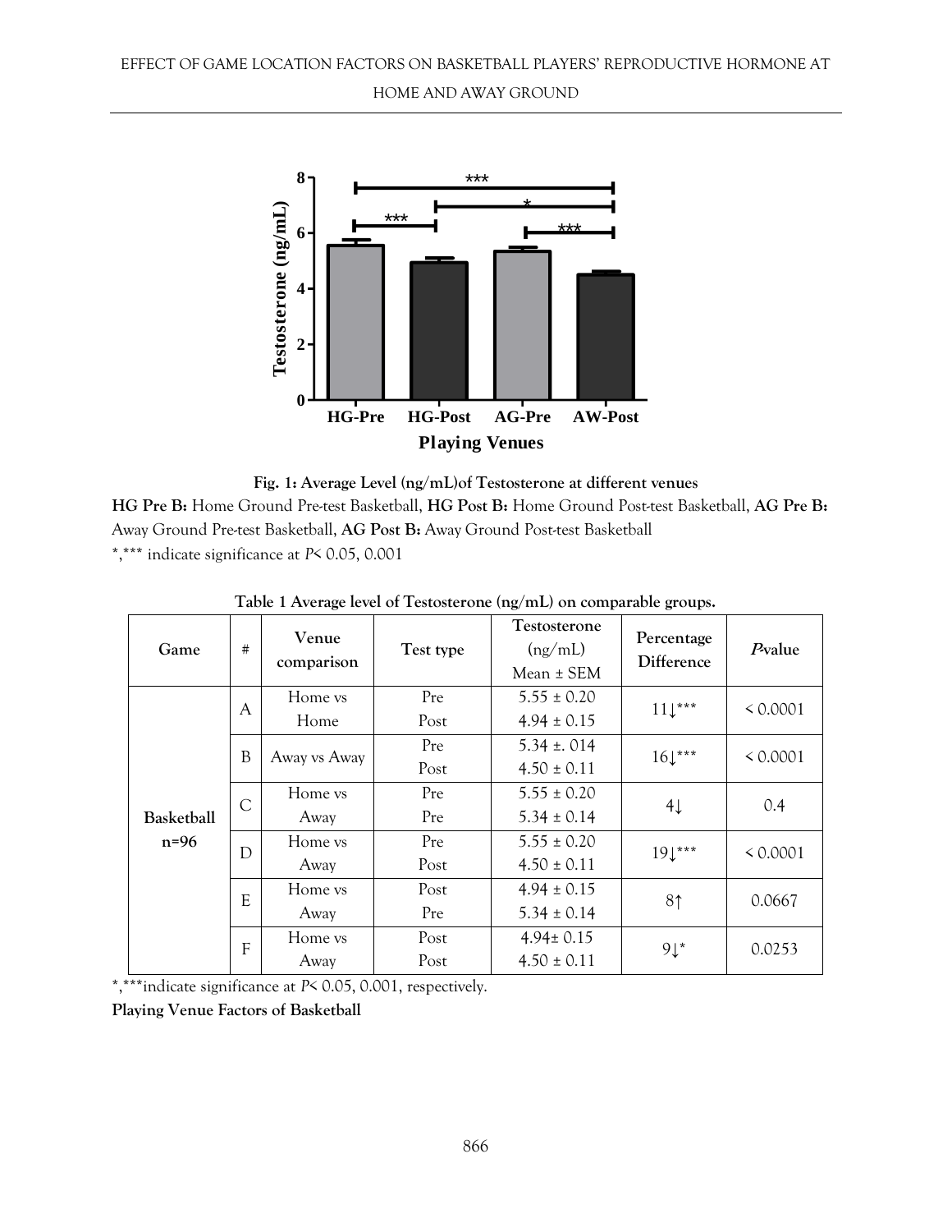Fig. 1: Average Level (ng/mL)of Testosterone at different venues

**HG Pre B:** Home Ground Pre-test Basketball, **HG Post B:** Home Ground Post-test Basketball, **AG Pre B:** Away Ground Pre-test Basketball, **AG Post B:** Away Ground Post-test Basketball

*,*** indicate significance at $P< 0.05$, 0.001

**Table 1 Average level of Testosterone (ng/mL) on comparable groups.**

| Game | # | Venue comparison | Test type | Testosterone (ng/mL) Mean ± SEM | Percentage Difference | *P*-value |
|---|---|---|---|---|---|---|
| Basketball n=96 | A | Home vs Home | Pre<br>Post | 5.55 ± 0.20<br>4.94 ± 0.15 | 11↓*** | < 0.0001 |
| | B | Away vs Away | Pre<br>Post | 5.34 ±. 014<br>4.50 ± 0.11 | 16↓*** | < 0.0001 |
| | C | Home vs Away | Pre<br>Pre | 5.55 ± 0.20<br>5.34 ± 0.14 | 4↓ | 0.4 |
| | D | Home vs Away | Pre<br>Post | 5.55 ± 0.20<br>4.50 ± 0.11 | 19↓*** | < 0.0001 |
| | E | Home vs Away | Post<br>Pre | 4.94 ± 0.15<br>5.34 ± 0.14 | 8↑ | 0.0667 |
| | F | Home vs Away | Post<br>Post | 4.94± 0.15<br>4.50 ± 0.11 | 9↓* | 0.0253 |

*,***indicate significance at $P< 0.05$, 0.001, respectively.

**Playing Venue Factors of Basketball**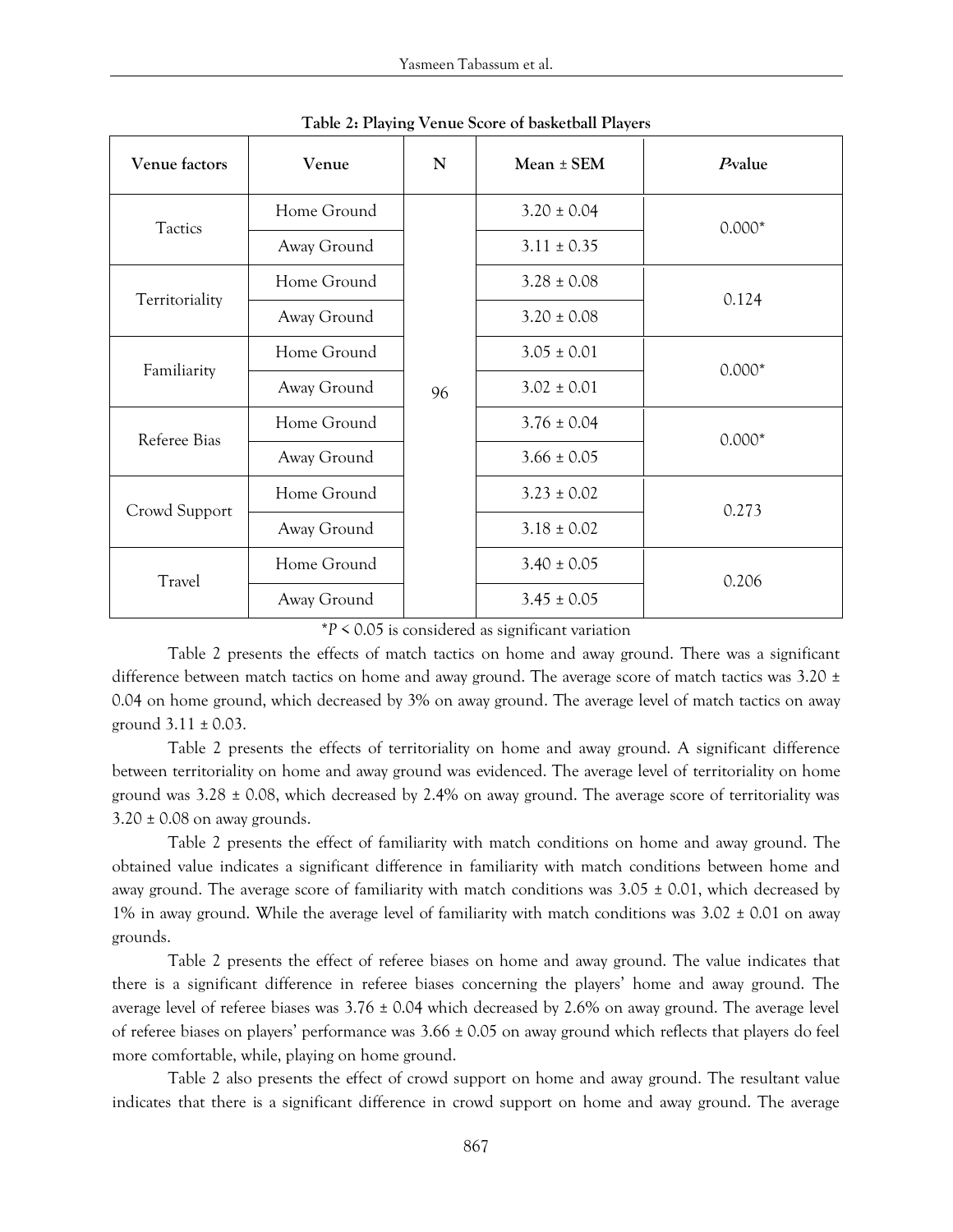**Table 2: Playing Venue Score of basketball Players**

| Venue factors | Venue | N | Mean ± SEM | *P*-value |
|---|---|---|---|---|
| Tactics | Home Ground | 96 | 3.20 ± 0.04 | 0.000* |
| | Away Ground | | 3.11 ± 0.35 | |
| Territoriality | Home Ground | | 3.28 ± 0.08 | 0.124 |
| | Away Ground | | 3.20 ± 0.08 | |
| Familiarity | Home Ground | | 3.05 ± 0.01 | 0.000* |
| | Away Ground | | 3.02 ± 0.01 | |
| Referee Bias | Home Ground | | 3.76 ± 0.04 | 0.000* |
| | Away Ground | | 3.66 ± 0.05 | |
| Crowd Support | Home Ground | | 3.23 ± 0.02 | 0.273 |
| | Away Ground | | 3.18 ± 0.02 | |
| Travel | Home Ground | | 3.40 ± 0.05 | 0.206 |
| | Away Ground | | 3.45 ± 0.05 | |

$^*P < 0.05$ is considered as significant variation

Table 2 presents the effects of match tactics on home and away ground. There was a significant difference between match tactics on home and away ground. The average score of match tactics was 3.20 ± 0.04 on home ground, which decreased by 3% on away ground. The average level of match tactics on away ground 3.11 ± 0.03.

Table 2 presents the effects of territoriality on home and away ground. A significant difference between territoriality on home and away ground was evidenced. The average level of territoriality on home ground was 3.28 ± 0.08, which decreased by 2.4% on away ground. The average score of territoriality was 3.20 ± 0.08 on away grounds.

Table 2 presents the effect of familiarity with match conditions on home and away ground. The obtained value indicates a significant difference in familiarity with match conditions between home and away ground. The average score of familiarity with match conditions was 3.05 ± 0.01, which decreased by 1% in away ground. While the average level of familiarity with match conditions was 3.02 ± 0.01 on away grounds.

Table 2 presents the effect of referee biases on home and away ground. The value indicates that there is a significant difference in referee biases concerning the players' home and away ground. The average level of referee biases was 3.76 ± 0.04 which decreased by 2.6% on away ground. The average level of referee biases on players' performance was 3.66 ± 0.05 on away ground which reflects that players do feel more comfortable, while, playing on home ground.

Table 2 also presents the effect of crowd support on home and away ground. The resultant value indicates that there is a significant difference in crowd support on home and away ground. The average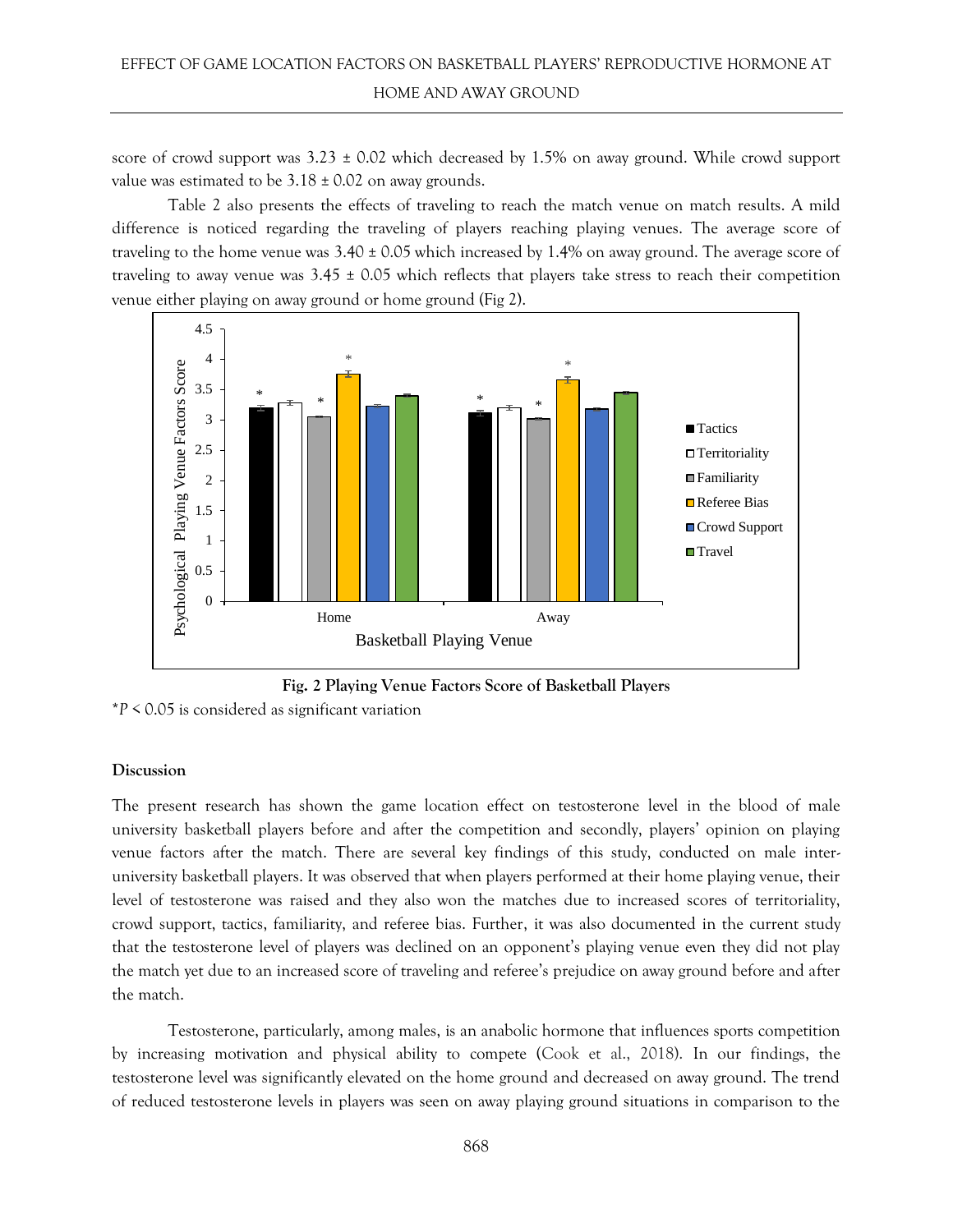score of crowd support was 3.23 ± 0.02 which decreased by 1.5% on away ground. While crowd support value was estimated to be 3.18 ± 0.02 on away grounds.

Table 2 also presents the effects of traveling to reach the match venue on match results. A mild difference is noticed regarding the traveling of players reaching playing venues. The average score of traveling to the home venue was 3.40 ± 0.05 which increased by 1.4% on away ground. The average score of traveling to away venue was 3.45 ± 0.05 which reflects that players take stress to reach their competition venue either playing on away ground or home ground (Fig 2).

**Fig. 2 Playing Venue Factors Score of Basketball Players**

*$P < 0.05$ is considered as significant variation

**Discussion**

The present research has shown the game location effect on testosterone level in the blood of male university basketball players before and after the competition and secondly, players' opinion on playing venue factors after the match. There are several key findings of this study, conducted on male inter-university basketball players. It was observed that when players performed at their home playing venue, their level of testosterone was raised and they also won the matches due to increased scores of territoriality, crowd support, tactics, familiarity, and referee bias. Further, it was also documented in the current study that the testosterone level of players was declined on an opponent's playing venue even they did not play the match yet due to an increased score of traveling and referee's prejudice on away ground before and after the match.

Testosterone, particularly, among males, is an anabolic hormone that influences sports competition by increasing motivation and physical ability to compete (Cook et al., 2018). In our findings, the testosterone level was significantly elevated on the home ground and decreased on away ground. The trend of reduced testosterone levels in players was seen on away playing ground situations in comparison to the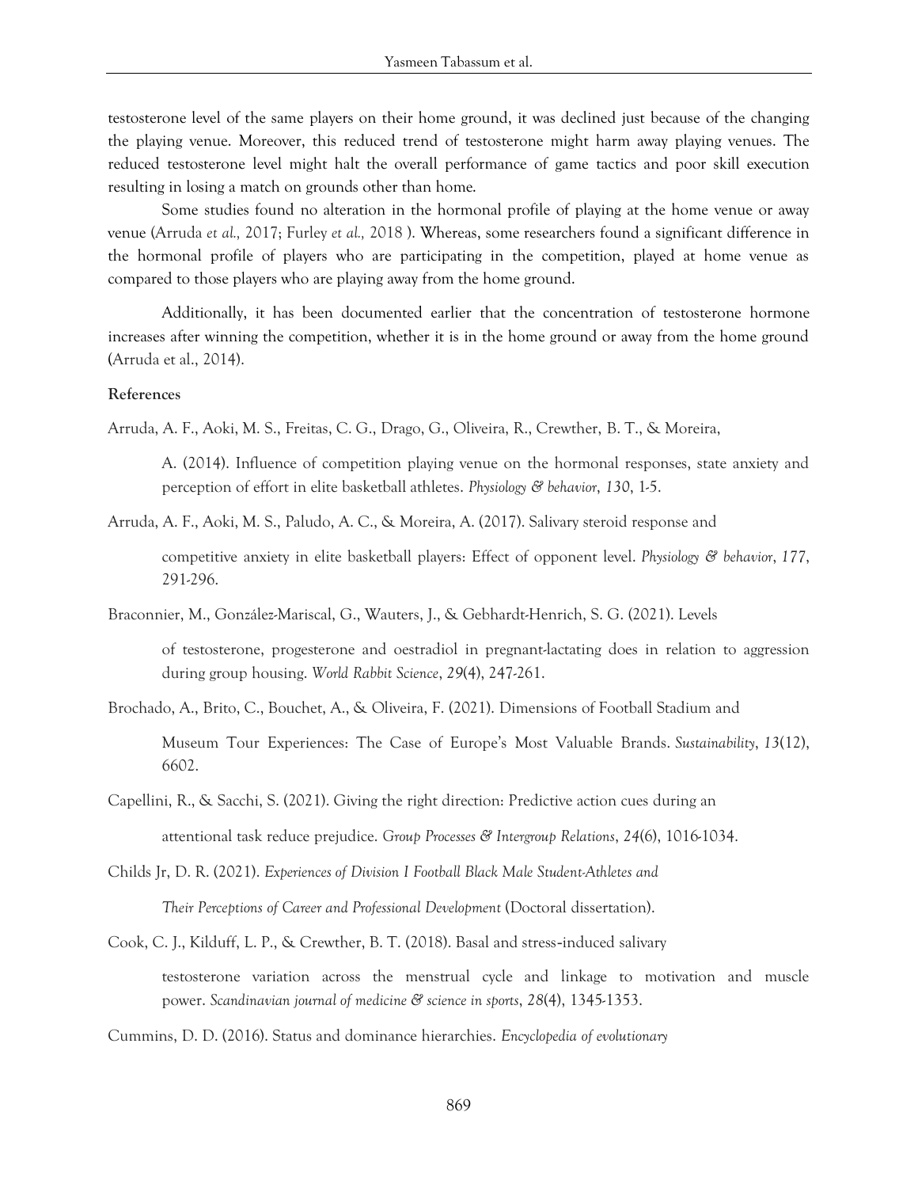testosterone level of the same players on their home ground, it was declined just because of the changing the playing venue. Moreover, this reduced trend of testosterone might harm away playing venues. The reduced testosterone level might halt the overall performance of game tactics and poor skill execution resulting in losing a match on grounds other than home.

Some studies found no alteration in the hormonal profile of playing at the home venue or away venue (Arruda *et al.,* 2017; Furley *et al.,* 2018 ). Whereas, some researchers found a significant difference in the hormonal profile of players who are participating in the competition, played at home venue as compared to those players who are playing away from the home ground.

Additionally, it has been documented earlier that the concentration of testosterone hormone increases after winning the competition, whether it is in the home ground or away from the home ground (Arruda et al., 2014).

**References**

Arruda, A. F., Aoki, M. S., Freitas, C. G., Drago, G., Oliveira, R., Crewther, B. T., & Moreira, A. (2014). Influence of competition playing venue on the hormonal responses, state anxiety and perception of effort in elite basketball athletes. *Physiology & behavior*, *130*, 1-5.

Arruda, A. F., Aoki, M. S., Paludo, A. C., & Moreira, A. (2017). Salivary steroid response and competitive anxiety in elite basketball players: Effect of opponent level. *Physiology & behavior*, *177*, 291-296.

Braconnier, M., González-Mariscal, G., Wauters, J., & Gebhardt-Henrich, S. G. (2021). Levels of testosterone, progesterone and oestradiol in pregnant-lactating does in relation to aggression during group housing. *World Rabbit Science*, *29*(4), 247-261.

Brochado, A., Brito, C., Bouchet, A., & Oliveira, F. (2021). Dimensions of Football Stadium and Museum Tour Experiences: The Case of Europe's Most Valuable Brands. *Sustainability*, *13*(12), 6602.

Capellini, R., & Sacchi, S. (2021). Giving the right direction: Predictive action cues during an attentional task reduce prejudice. *Group Processes & Intergroup Relations*, *24*(6), 1016-1034.

Childs Jr, D. R. (2021). *Experiences of Division I Football Black Male Student-Athletes and Their Perceptions of Career and Professional Development* (Doctoral dissertation).

Cook, C. J., Kilduff, L. P., & Crewther, B. T. (2018). Basal and stress-induced salivary testosterone variation across the menstrual cycle and linkage to motivation and muscle power. *Scandinavian journal of medicine & science in sports*, *28*(4), 1345-1353.

Cummins, D. D. (2016). Status and dominance hierarchies. *Encyclopedia of evolutionary*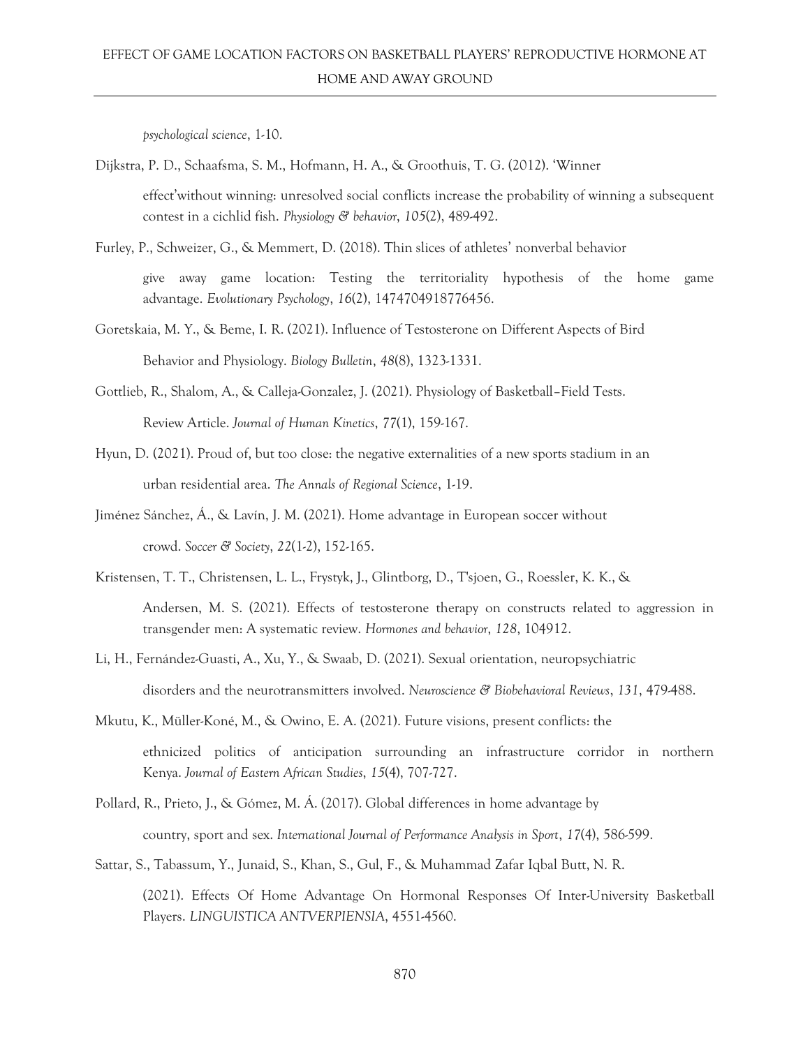*psychological science*, 1-10.

Dijkstra, P. D., Schaafsma, S. M., Hofmann, H. A., & Groothuis, T. G. (2012). 'Winner effect'without winning: unresolved social conflicts increase the probability of winning a subsequent contest in a cichlid fish. *Physiology & behavior*, *105*(2), 489-492.

Furley, P., Schweizer, G., & Memmert, D. (2018). Thin slices of athletes' nonverbal behavior give away game location: Testing the territoriality hypothesis of the home game advantage. *Evolutionary Psychology*, *16*(2), 1474704918776456.

Goretskaia, M. Y., & Beme, I. R. (2021). Influence of Testosterone on Different Aspects of Bird Behavior and Physiology. *Biology Bulletin*, *48*(8), 1323-1331.

Gottlieb, R., Shalom, A., & Calleja-Gonzalez, J. (2021). Physiology of Basketball–Field Tests. Review Article. *Journal of Human Kinetics*, *77*(1), 159-167.

Hyun, D. (2021). Proud of, but too close: the negative externalities of a new sports stadium in an urban residential area. *The Annals of Regional Science*, 1-19.

Jiménez Sánchez, Á., & Lavín, J. M. (2021). Home advantage in European soccer without crowd. *Soccer & Society*, *22*(1-2), 152-165.

Kristensen, T. T., Christensen, L. L., Frystyk, J., Glintborg, D., T'sjoen, G., Roessler, K. K., & Andersen, M. S. (2021). Effects of testosterone therapy on constructs related to aggression in transgender men: A systematic review. *Hormones and behavior*, *128*, 104912.

Li, H., Fernández-Guasti, A., Xu, Y., & Swaab, D. (2021). Sexual orientation, neuropsychiatric disorders and the neurotransmitters involved. *Neuroscience & Biobehavioral Reviews*, *131*, 479-488.

Mkutu, K., Müller-Koné, M., & Owino, E. A. (2021). Future visions, present conflicts: the ethnicized politics of anticipation surrounding an infrastructure corridor in northern Kenya. *Journal of Eastern African Studies*, *15*(4), 707-727.

Pollard, R., Prieto, J., & Gómez, M. Á. (2017). Global differences in home advantage by country, sport and sex. *International Journal of Performance Analysis in Sport*, *17*(4), 586-599.

Sattar, S., Tabassum, Y., Junaid, S., Khan, S., Gul, F., & Muhammad Zafar Iqbal Butt, N. R. (2021). Effects Of Home Advantage On Hormonal Responses Of Inter-University Basketball Players. *LINGUISTICA ANTVERPIENSIA*, 4551-4560.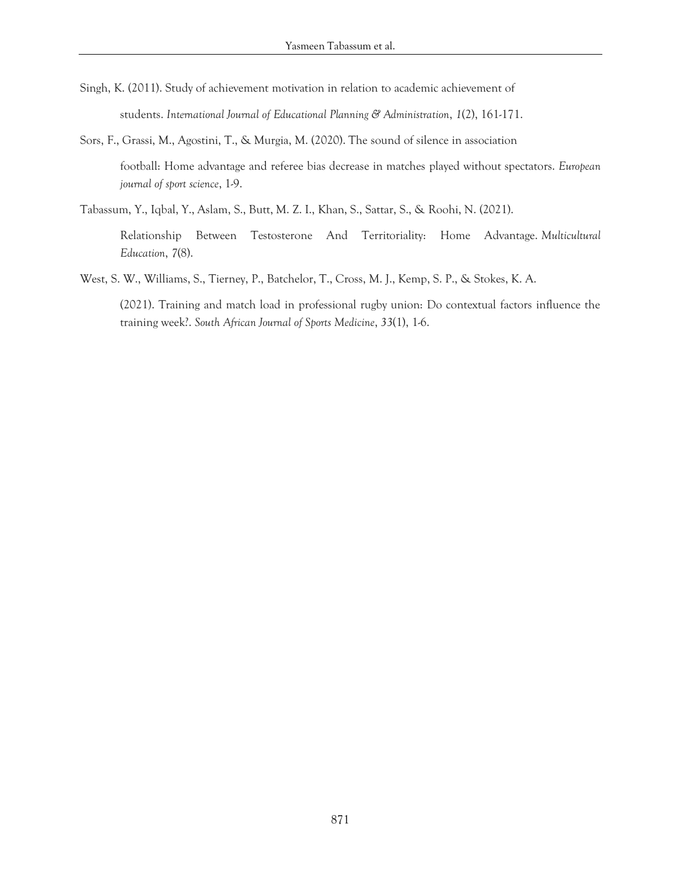Singh, K. (2011). Study of achievement motivation in relation to academic achievement of students. *International Journal of Educational Planning & Administration*, *1*(2), 161-171.

Sors, F., Grassi, M., Agostini, T., & Murgia, M. (2020). The sound of silence in association football: Home advantage and referee bias decrease in matches played without spectators. *European journal of sport science*, 1-9.

Tabassum, Y., Iqbal, Y., Aslam, S., Butt, M. Z. I., Khan, S., Sattar, S., & Roohi, N. (2021). Relationship Between Testosterone And Territoriality: Home Advantage. *Multicultural Education*, *7*(8).

West, S. W., Williams, S., Tierney, P., Batchelor, T., Cross, M. J., Kemp, S. P., & Stokes, K. A. (2021). Training and match load in professional rugby union: Do contextual factors influence the training week?. *South African Journal of Sports Medicine*, *33*(1), 1-6.